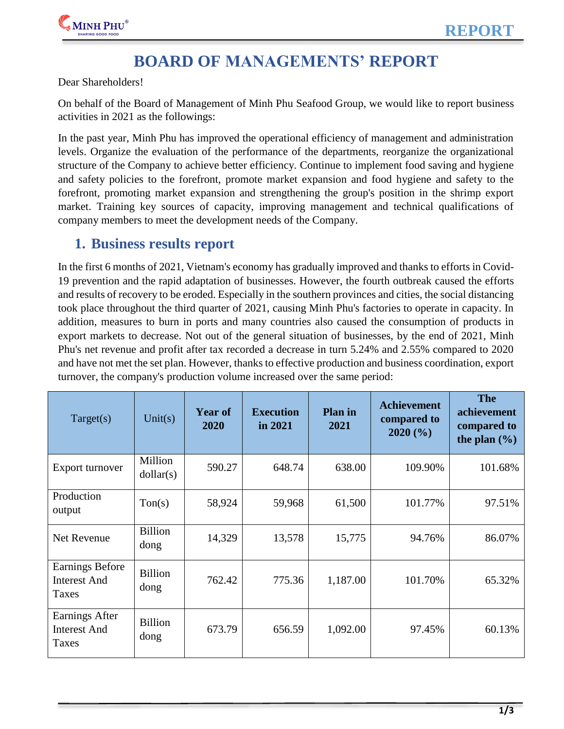# BOARD OF MANAGEMENTS' REPORT

Dear Shareholders!

On behalf of the Board of Management of Minh Phu Seafood Group, we would like to report business activities in 2021 as the followings:

In the past year, Minh Phu has improved the operational efficiency of management and administration levels. Organize the evaluation of the performance of the departments, reorganize the organizational structure of the Company to achieve better efficiency. Continue to implement food saving and hygiene and safety policies to the forefront, promote market expansion and food hygiene and safety to the forefront, promoting market expansion and strengthening the group's position in the shrimp export market. Training key sources of capacity, improving management and technical qualifications of company members to meet the development needs of the Company.

## 1. Business results report

In the first 6 months of 2021, Vietnam's economy has gradually improved and thanks to efforts in Covid-19 prevention and the rapid adaptation of businesses. However, the fourth outbreak caused the efforts and results of recovery to be eroded. Especially in the southern provinces and cities, the social distancing took place throughout the third quarter of 2021, causing Minh Phu's factories to operate in capacity. In addition, measures to burn in ports and many countries also caused the consumption of products in export markets to decrease. Not out of the general situation of businesses, by the end of 2021, Minh Phu's net revenue and profit after tax recorded a decrease in turn 5.24% and 2.55% compared to 2020 and have not met the set plan. However, thanks to effective production and business coordination, export turnover, the company's production volume increased over the same period:

| Target(s) | Unit(s) | Year of 2020 | Execution in 2021 | Plan in 2021 | Achievement compared to 2020 (%) | The achievement compared to the plan (%) |
|---|---|---|---|---|---|---|
| Export turnover | Million dollar(s) | 590.27 | 648.74 | 638.00 | 109.90% | 101.68% |
| Production output | Ton(s) | 58,924 | 59,968 | 61,500 | 101.77% | 97.51% |
| Net Revenue | Billion dong | 14,329 | 13,578 | 15,775 | 94.76% | 86.07% |
| Earnings Before Interest And Taxes | Billion dong | 762.42 | 775.36 | 1,187.00 | 101.70% | 65.32% |
| Earnings After Interest And Taxes | Billion dong | 673.79 | 656.59 | 1,092.00 | 97.45% | 60.13% |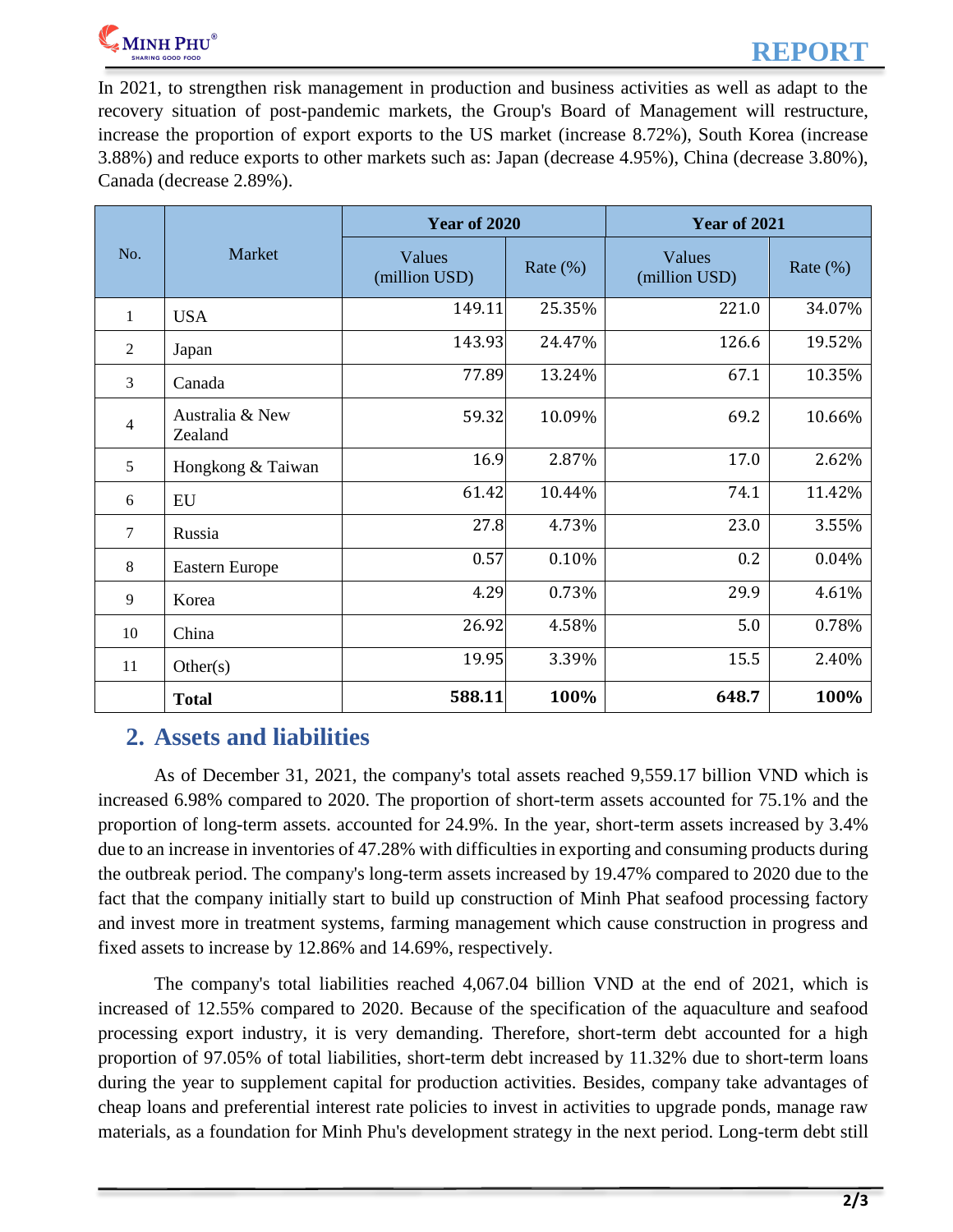In 2021, to strengthen risk management in production and business activities as well as adapt to the recovery situation of post-pandemic markets, the Group's Board of Management will restructure, increase the proportion of export exports to the US market (increase 8.72%), South Korea (increase 3.88%) and reduce exports to other markets such as: Japan (decrease 4.95%), China (decrease 3.80%), Canada (decrease 2.89%).

| No. | Market | Year of 2020 | | Year of 2021 | |
|---|---|---|---|---|---|
| | | Values (million USD) | Rate (%) | Values (million USD) | Rate (%) |
| 1 | USA | 149.11 | 25.35% | 221.0 | 34.07% |
| 2 | Japan | 143.93 | 24.47% | 126.6 | 19.52% |
| 3 | Canada | 77.89 | 13.24% | 67.1 | 10.35% |
| 4 | Australia & New Zealand | 59.32 | 10.09% | 69.2 | 10.66% |
| 5 | Hongkong & Taiwan | 16.9 | 2.87% | 17.0 | 2.62% |
| 6 | EU | 61.42 | 10.44% | 74.1 | 11.42% |
| 7 | Russia | 27.8 | 4.73% | 23.0 | 3.55% |
| 8 | Eastern Europe | 0.57 | 0.10% | 0.2 | 0.04% |
| 9 | Korea | 4.29 | 0.73% | 29.9 | 4.61% |
| 10 | China | 26.92 | 4.58% | 5.0 | 0.78% |
| 11 | Other(s) | 19.95 | 3.39% | 15.5 | 2.40% |
| | **Total** | **588.11** | **100%** | **648.7** | **100%** |

## 2. Assets and liabilities

As of December 31, 2021, the company's total assets reached 9,559.17 billion VND which is increased 6.98% compared to 2020. The proportion of short-term assets accounted for 75.1% and the proportion of long-term assets. accounted for 24.9%. In the year, short-term assets increased by 3.4% due to an increase in inventories of 47.28% with difficulties in exporting and consuming products during the outbreak period. The company's long-term assets increased by 19.47% compared to 2020 due to the fact that the company initially start to build up construction of Minh Phat seafood processing factory and invest more in treatment systems, farming management which cause construction in progress and fixed assets to increase by 12.86% and 14.69%, respectively.

The company's total liabilities reached 4,067.04 billion VND at the end of 2021, which is increased of 12.55% compared to 2020. Because of the specification of the aquaculture and seafood processing export industry, it is very demanding. Therefore, short-term debt accounted for a high proportion of 97.05% of total liabilities, short-term debt increased by 11.32% due to short-term loans during the year to supplement capital for production activities. Besides, company take advantages of cheap loans and preferential interest rate policies to invest in activities to upgrade ponds, manage raw materials, as a foundation for Minh Phu's development strategy in the next period. Long-term debt still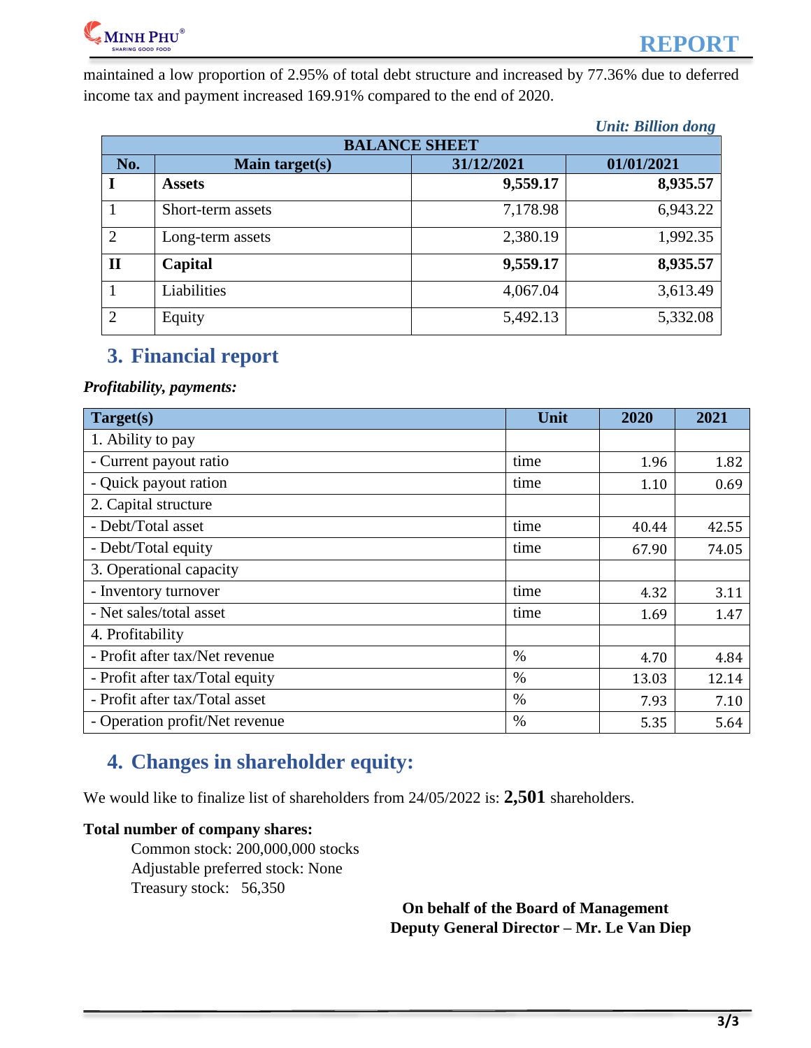maintained a low proportion of 2.95% of total debt structure and increased by 77.36% due to deferred income tax and payment increased 169.91% compared to the end of 2020.

*Unit: Billion dong*

| BALANCE SHEET | | | |
|---|---|---|---|
| **No.** | **Main target(s)** | **31/12/2021** | **01/01/2021** |
| **I** | **Assets** | **9,559.17** | **8,935.57** |
| 1 | Short-term assets | 7,178.98 | 6,943.22 |
| 2 | Long-term assets | 2,380.19 | 1,992.35 |
| **II** | **Capital** | **9,559.17** | **8,935.57** |
| 1 | Liabilities | 4,067.04 | 3,613.49 |
| 2 | Equity | 5,492.13 | 5,332.08 |

## 3. Financial report

***Profitability, payments:***

| Target(s) | Unit | 2020 | 2021 |
|---|---|---|---|
| 1. Ability to pay | | | |
| - Current payout ratio | time | 1.96 | 1.82 |
| - Quick payout ration | time | 1.10 | 0.69 |
| 2. Capital structure | | | |
| - Debt/Total asset | time | 40.44 | 42.55 |
| - Debt/Total equity | time | 67.90 | 74.05 |
| 3. Operational capacity | | | |
| - Inventory turnover | time | 4.32 | 3.11 |
| - Net sales/total asset | time | 1.69 | 1.47 |
| 4. Profitability | | | |
| - Profit after tax/Net revenue | % | 4.70 | 4.84 |
| - Profit after tax/Total equity | % | 13.03 | 12.14 |
| - Profit after tax/Total asset | % | 7.93 | 7.10 |
| - Operation profit/Net revenue | % | 5.35 | 5.64 |

## 4. Changes in shareholder equity:

We would like to finalize list of shareholders from 24/05/2022 is: **2,501** shareholders.

**Total number of company shares:**

Common stock: 200,000,000 stocks

Adjustable preferred stock: None

Treasury stock: 56,350

**On behalf of the Board of Management**

**Deputy General Director – Mr. Le Van Diep**